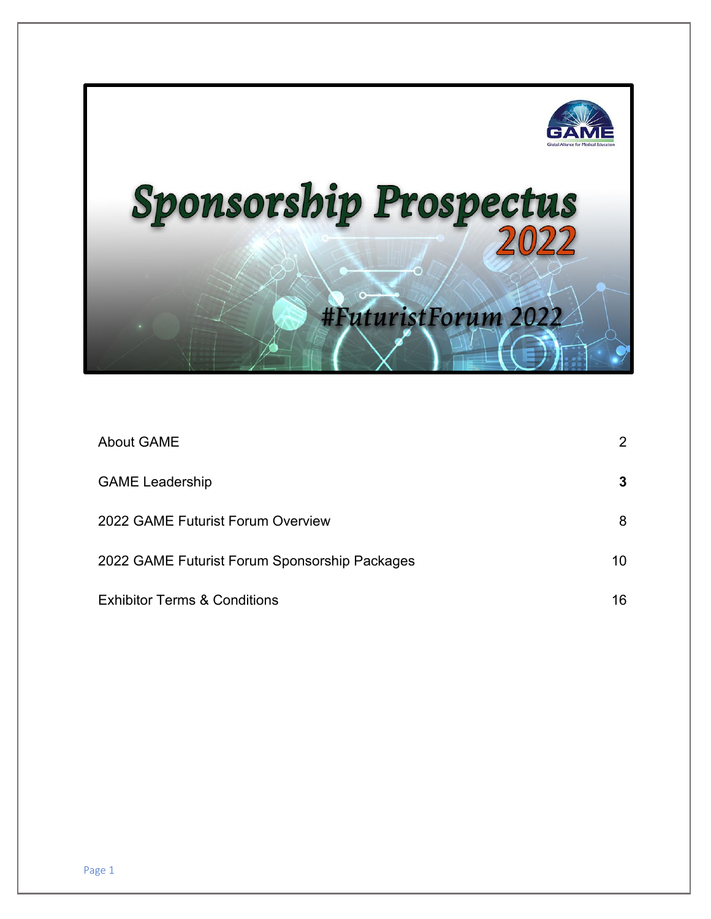# Sponsorship Prospectus 2022

#FuturistForum 2022

| | |
|---|---|
| About GAME | 2 |
| GAME Leadership | **3** |
| 2022 GAME Futurist Forum Overview | 8 |
| 2022 GAME Futurist Forum Sponsorship Packages | 10 |
| Exhibitor Terms & Conditions | 16 |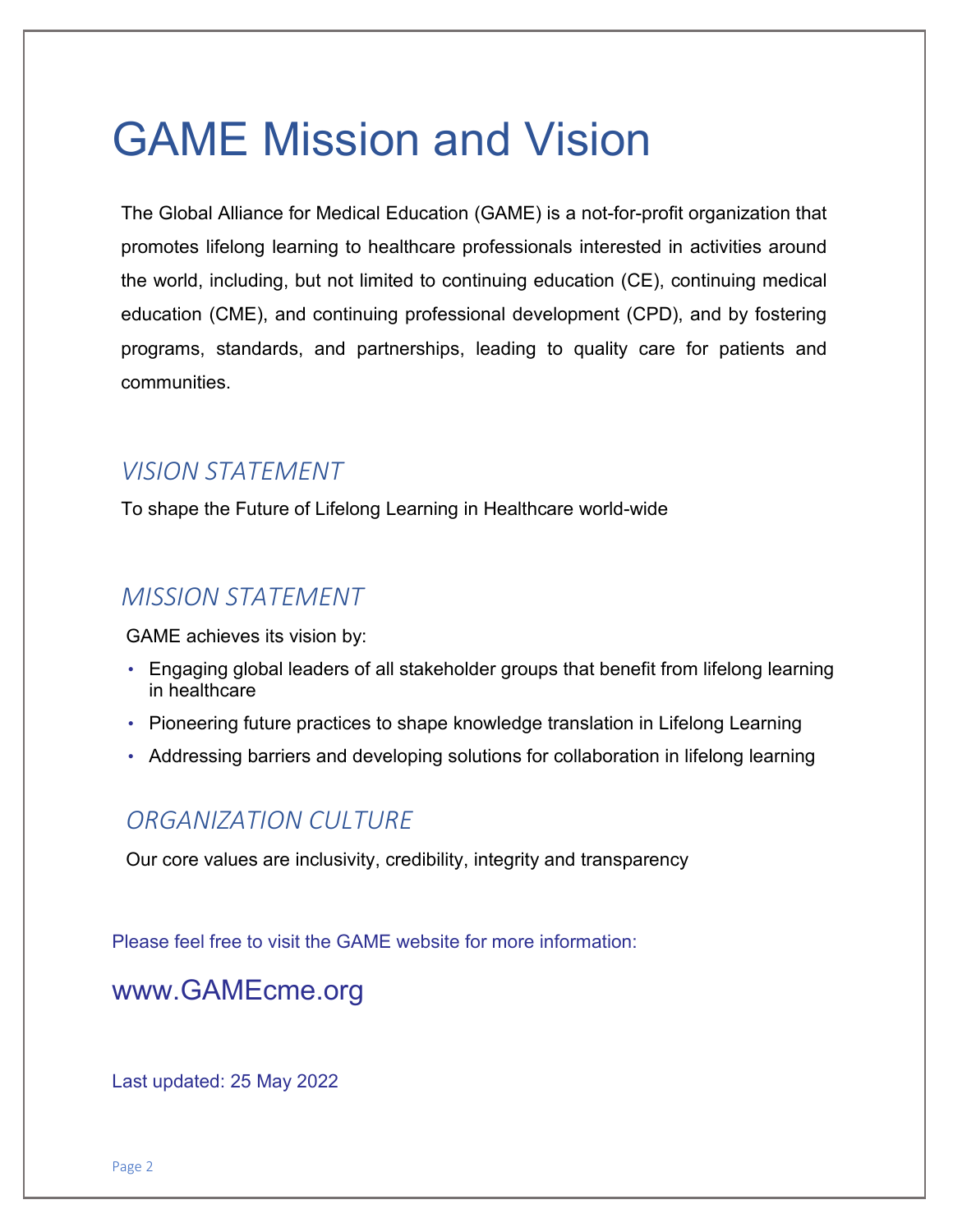# GAME Mission and Vision

The Global Alliance for Medical Education (GAME) is a not-for-profit organization that promotes lifelong learning to healthcare professionals interested in activities around the world, including, but not limited to continuing education (CE), continuing medical education (CME), and continuing professional development (CPD), and by fostering programs, standards, and partnerships, leading to quality care for patients and communities.

## *VISION STATEMENT*

To shape the Future of Lifelong Learning in Healthcare world-wide

## *MISSION STATEMENT*

GAME achieves its vision by:

- Engaging global leaders of all stakeholder groups that benefit from lifelong learning in healthcare
- Pioneering future practices to shape knowledge translation in Lifelong Learning
- Addressing barriers and developing solutions for collaboration in lifelong learning

## *ORGANIZATION CULTURE*

Our core values are inclusivity, credibility, integrity and transparency

Please feel free to visit the GAME website for more information:

www.GAMEcme.org

Last updated: 25 May 2022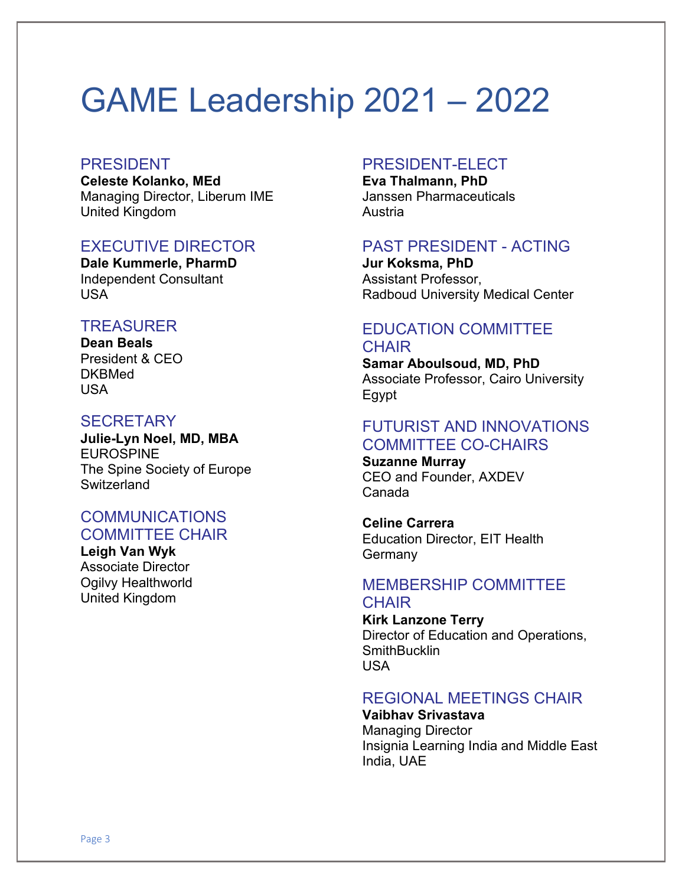# GAME Leadership 2021 – 2022

## PRESIDENT

**Celeste Kolanko, MEd**
Managing Director, Liberum IME
United Kingdom

## EXECUTIVE DIRECTOR

**Dale Kummerle, PharmD**
Independent Consultant
USA

## TREASURER

**Dean Beals**
President & CEO
DKBMed
USA

## SECRETARY

**Julie-Lyn Noel, MD, MBA**
EUROSPINE
The Spine Society of Europe
Switzerland

## COMMUNICATIONS COMMITTEE CHAIR

**Leigh Van Wyk**
Associate Director
Ogilvy Healthworld
United Kingdom

## PRESIDENT-ELECT

**Eva Thalmann, PhD**
Janssen Pharmaceuticals
Austria

## PAST PRESIDENT - ACTING

**Jur Koksma, PhD**
Assistant Professor,
Radboud University Medical Center

## EDUCATION COMMITTEE CHAIR

**Samar Aboulsoud, MD, PhD**
Associate Professor, Cairo University
Egypt

## FUTURIST AND INNOVATIONS COMMITTEE CO-CHAIRS

**Suzanne Murray**
CEO and Founder, AXDEV
Canada

**Celine Carrera**
Education Director, EIT Health
Germany

## MEMBERSHIP COMMITTEE CHAIR

**Kirk Lanzone Terry**
Director of Education and Operations,
SmithBucklin
USA

## REGIONAL MEETINGS CHAIR

**Vaibhav Srivastava**
Managing Director
Insignia Learning India and Middle East
India, UAE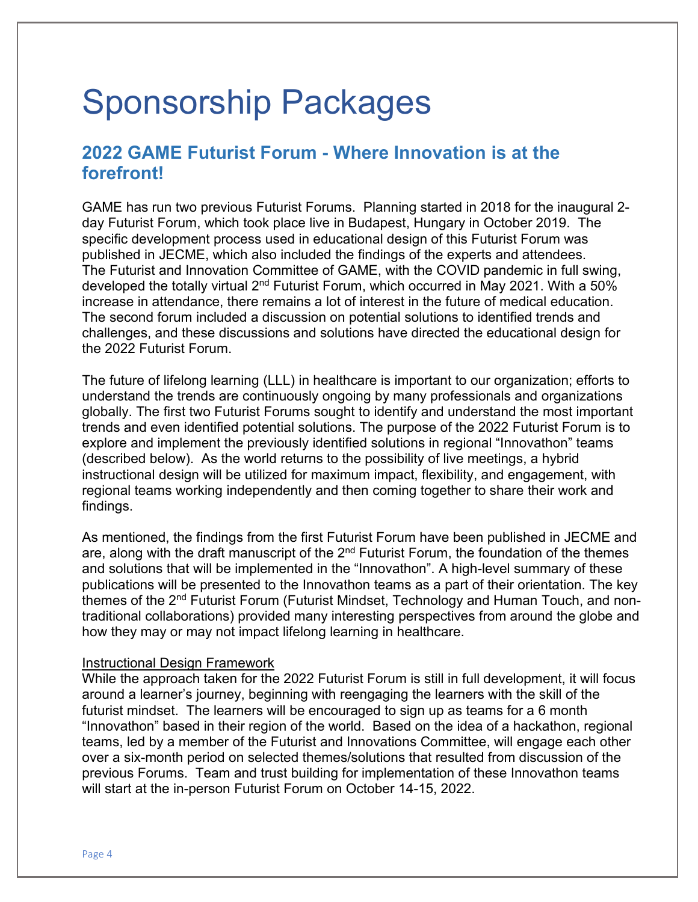# Sponsorship Packages

## 2022 GAME Futurist Forum - Where Innovation is at the forefront!

GAME has run two previous Futurist Forums. Planning started in 2018 for the inaugural 2-day Futurist Forum, which took place live in Budapest, Hungary in October 2019. The specific development process used in educational design of this Futurist Forum was published in JECME, which also included the findings of the experts and attendees. The Futurist and Innovation Committee of GAME, with the COVID pandemic in full swing, developed the totally virtual 2nd Futurist Forum, which occurred in May 2021. With a 50% increase in attendance, there remains a lot of interest in the future of medical education. The second forum included a discussion on potential solutions to identified trends and challenges, and these discussions and solutions have directed the educational design for the 2022 Futurist Forum.

The future of lifelong learning (LLL) in healthcare is important to our organization; efforts to understand the trends are continuously ongoing by many professionals and organizations globally. The first two Futurist Forums sought to identify and understand the most important trends and even identified potential solutions. The purpose of the 2022 Futurist Forum is to explore and implement the previously identified solutions in regional "Innovathon" teams (described below). As the world returns to the possibility of live meetings, a hybrid instructional design will be utilized for maximum impact, flexibility, and engagement, with regional teams working independently and then coming together to share their work and findings.

As mentioned, the findings from the first Futurist Forum have been published in JECME and are, along with the draft manuscript of the 2nd Futurist Forum, the foundation of the themes and solutions that will be implemented in the "Innovathon". A high-level summary of these publications will be presented to the Innovathon teams as a part of their orientation. The key themes of the 2nd Futurist Forum (Futurist Mindset, Technology and Human Touch, and non-traditional collaborations) provided many interesting perspectives from around the globe and how they may or may not impact lifelong learning in healthcare.

<u>Instructional Design Framework</u>

While the approach taken for the 2022 Futurist Forum is still in full development, it will focus around a learner's journey, beginning with reengaging the learners with the skill of the futurist mindset. The learners will be encouraged to sign up as teams for a 6 month "Innovathon" based in their region of the world. Based on the idea of a hackathon, regional teams, led by a member of the Futurist and Innovations Committee, will engage each other over a six-month period on selected themes/solutions that resulted from discussion of the previous Forums. Team and trust building for implementation of these Innovathon teams will start at the in-person Futurist Forum on October 14-15, 2022.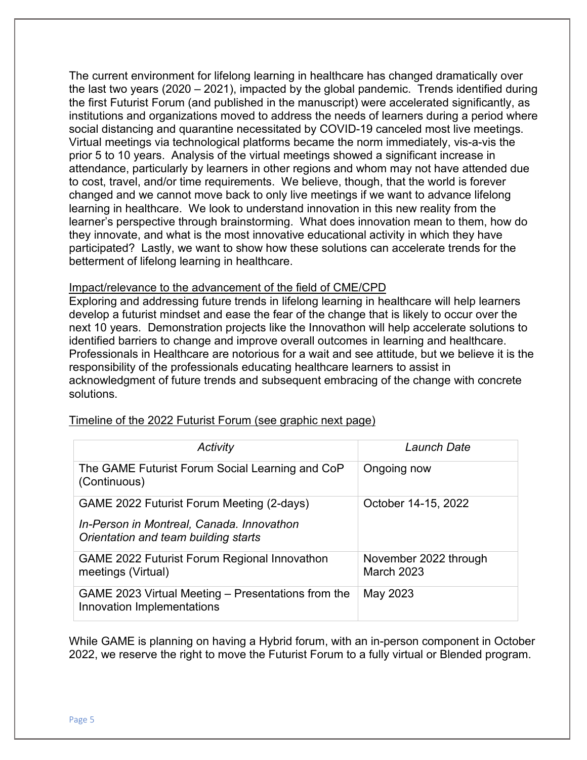The current environment for lifelong learning in healthcare has changed dramatically over the last two years (2020 – 2021), impacted by the global pandemic. Trends identified during the first Futurist Forum (and published in the manuscript) were accelerated significantly, as institutions and organizations moved to address the needs of learners during a period where social distancing and quarantine necessitated by COVID-19 canceled most live meetings. Virtual meetings via technological platforms became the norm immediately, vis-a-vis the prior 5 to 10 years. Analysis of the virtual meetings showed a significant increase in attendance, particularly by learners in other regions and whom may not have attended due to cost, travel, and/or time requirements. We believe, though, that the world is forever changed and we cannot move back to only live meetings if we want to advance lifelong learning in healthcare. We look to understand innovation in this new reality from the learner's perspective through brainstorming. What does innovation mean to them, how do they innovate, and what is the most innovative educational activity in which they have participated? Lastly, we want to show how these solutions can accelerate trends for the betterment of lifelong learning in healthcare.

<u>Impact/relevance to the advancement of the field of CME/CPD</u>

Exploring and addressing future trends in lifelong learning in healthcare will help learners develop a futurist mindset and ease the fear of the change that is likely to occur over the next 10 years. Demonstration projects like the Innovathon will help accelerate solutions to identified barriers to change and improve overall outcomes in learning and healthcare. Professionals in Healthcare are notorious for a wait and see attitude, but we believe it is the responsibility of the professionals educating healthcare learners to assist in acknowledgment of future trends and subsequent embracing of the change with concrete solutions.

<u>Timeline of the 2022 Futurist Forum (see graphic next page)</u>

| *Activity* | *Launch Date* |
|---|---|
| The GAME Futurist Forum Social Learning and CoP (Continuous) | Ongoing now |
| GAME 2022 Futurist Forum Meeting (2-days)<br>*In-Person in Montreal, Canada. Innovathon Orientation and team building starts* | October 14-15, 2022 |
| GAME 2022 Futurist Forum Regional Innovathon meetings (Virtual) | November 2022 through March 2023 |
| GAME 2023 Virtual Meeting – Presentations from the Innovation Implementations | May 2023 |

While GAME is planning on having a Hybrid forum, with an in-person component in October 2022, we reserve the right to move the Futurist Forum to a fully virtual or Blended program.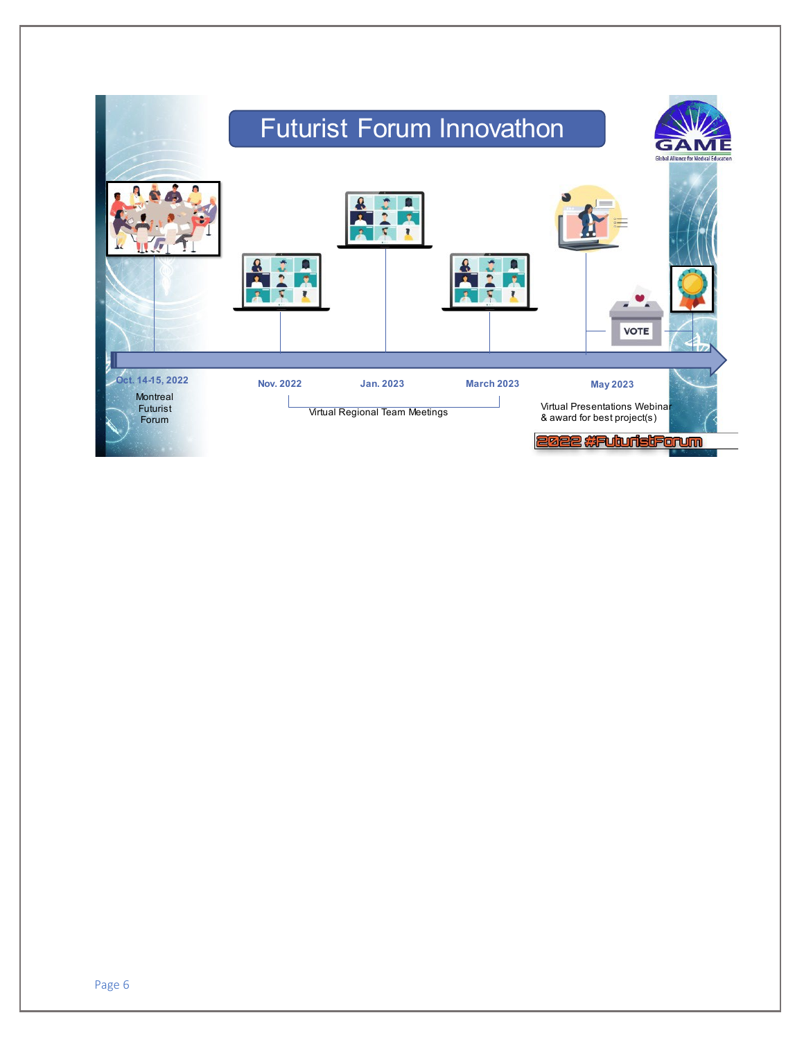# Futurist Forum Innovathon

GAME
Global Alliance for Medical Education

Oct. 14-15, 2022
Montreal Futurist Forum

Nov. 2022

Jan. 2023

March 2023

Virtual Regional Team Meetings

May 2023
Virtual Presentations Webinar & award for best project(s)

VOTE

2022 #FuturistForum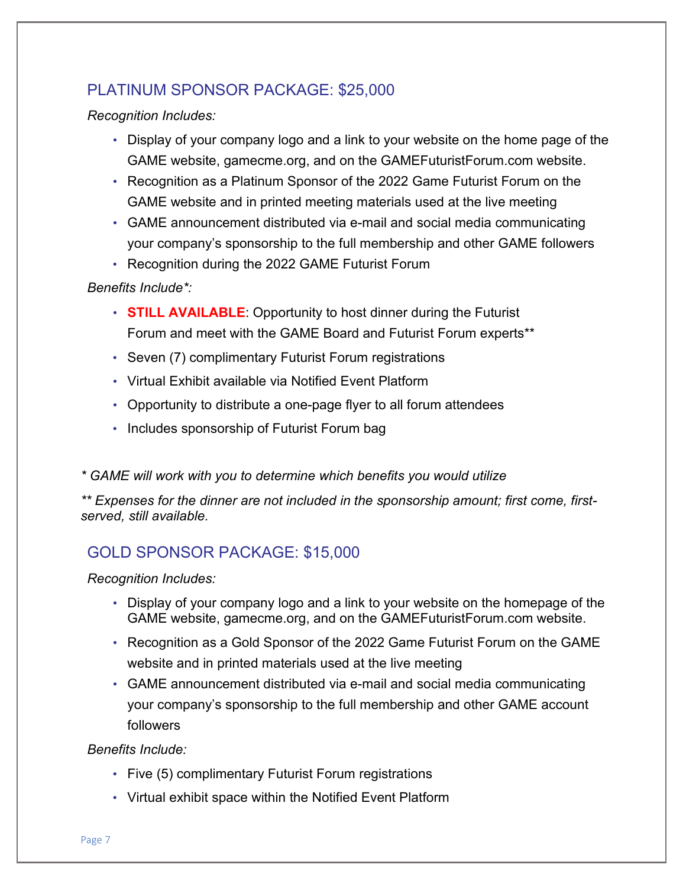## PLATINUM SPONSOR PACKAGE: $25,000

*Recognition Includes:*

- Display of your company logo and a link to your website on the home page of the GAME website, gamecme.org, and on the GAMEFuturistForum.com website.
- Recognition as a Platinum Sponsor of the 2022 Game Futurist Forum on the GAME website and in printed meeting materials used at the live meeting
- GAME announcement distributed via e-mail and social media communicating your company's sponsorship to the full membership and other GAME followers
- Recognition during the 2022 GAME Futurist Forum

*Benefits Include*:*

- **STILL AVAILABLE**: Opportunity to host dinner during the Futurist Forum and meet with the GAME Board and Futurist Forum experts**
- Seven (7) complimentary Futurist Forum registrations
- Virtual Exhibit available via Notified Event Platform
- Opportunity to distribute a one-page flyer to all forum attendees
- Includes sponsorship of Futurist Forum bag

*\* GAME will work with you to determine which benefits you would utilize*

*\*\* Expenses for the dinner are not included in the sponsorship amount; first come, first-served, still available.*

## GOLD SPONSOR PACKAGE: $15,000

*Recognition Includes:*

- Display of your company logo and a link to your website on the homepage of the GAME website, gamecme.org, and on the GAMEFuturistForum.com website.
- Recognition as a Gold Sponsor of the 2022 Game Futurist Forum on the GAME website and in printed materials used at the live meeting
- GAME announcement distributed via e-mail and social media communicating your company's sponsorship to the full membership and other GAME account followers

*Benefits Include:*

- Five (5) complimentary Futurist Forum registrations
- Virtual exhibit space within the Notified Event Platform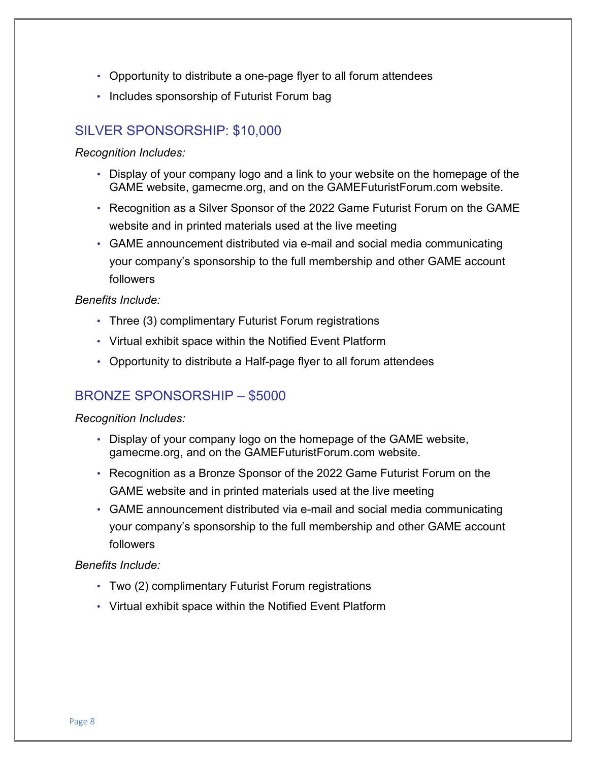- Opportunity to distribute a one-page flyer to all forum attendees
- Includes sponsorship of Futurist Forum bag

## SILVER SPONSORSHIP: $10,000

*Recognition Includes:*

- Display of your company logo and a link to your website on the homepage of the GAME website, gamecme.org, and on the GAMEFuturistForum.com website.
- Recognition as a Silver Sponsor of the 2022 Game Futurist Forum on the GAME website and in printed materials used at the live meeting
- GAME announcement distributed via e-mail and social media communicating your company's sponsorship to the full membership and other GAME account followers

*Benefits Include:*

- Three (3) complimentary Futurist Forum registrations
- Virtual exhibit space within the Notified Event Platform
- Opportunity to distribute a Half-page flyer to all forum attendees

## BRONZE SPONSORSHIP – $5000

*Recognition Includes:*

- Display of your company logo on the homepage of the GAME website, gamecme.org, and on the GAMEFuturistForum.com website.
- Recognition as a Bronze Sponsor of the 2022 Game Futurist Forum on the GAME website and in printed materials used at the live meeting
- GAME announcement distributed via e-mail and social media communicating your company's sponsorship to the full membership and other GAME account followers

*Benefits Include:*

- Two (2) complimentary Futurist Forum registrations
- Virtual exhibit space within the Notified Event Platform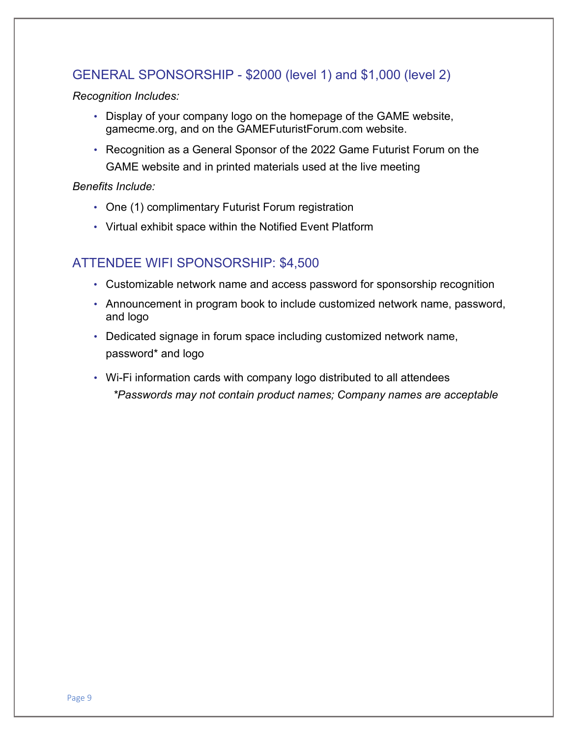## GENERAL SPONSORSHIP - $2000 (level 1) and $1,000 (level 2)

*Recognition Includes:*

- Display of your company logo on the homepage of the GAME website, gamecme.org, and on the GAMEFuturistForum.com website.
- Recognition as a General Sponsor of the 2022 Game Futurist Forum on the GAME website and in printed materials used at the live meeting

*Benefits Include:*

- One (1) complimentary Futurist Forum registration
- Virtual exhibit space within the Notified Event Platform

## ATTENDEE WIFI SPONSORSHIP: $4,500

- Customizable network name and access password for sponsorship recognition
- Announcement in program book to include customized network name, password, and logo
- Dedicated signage in forum space including customized network name, password* and logo
- Wi-Fi information cards with company logo distributed to all attendees

*\*Passwords may not contain product names; Company names are acceptable*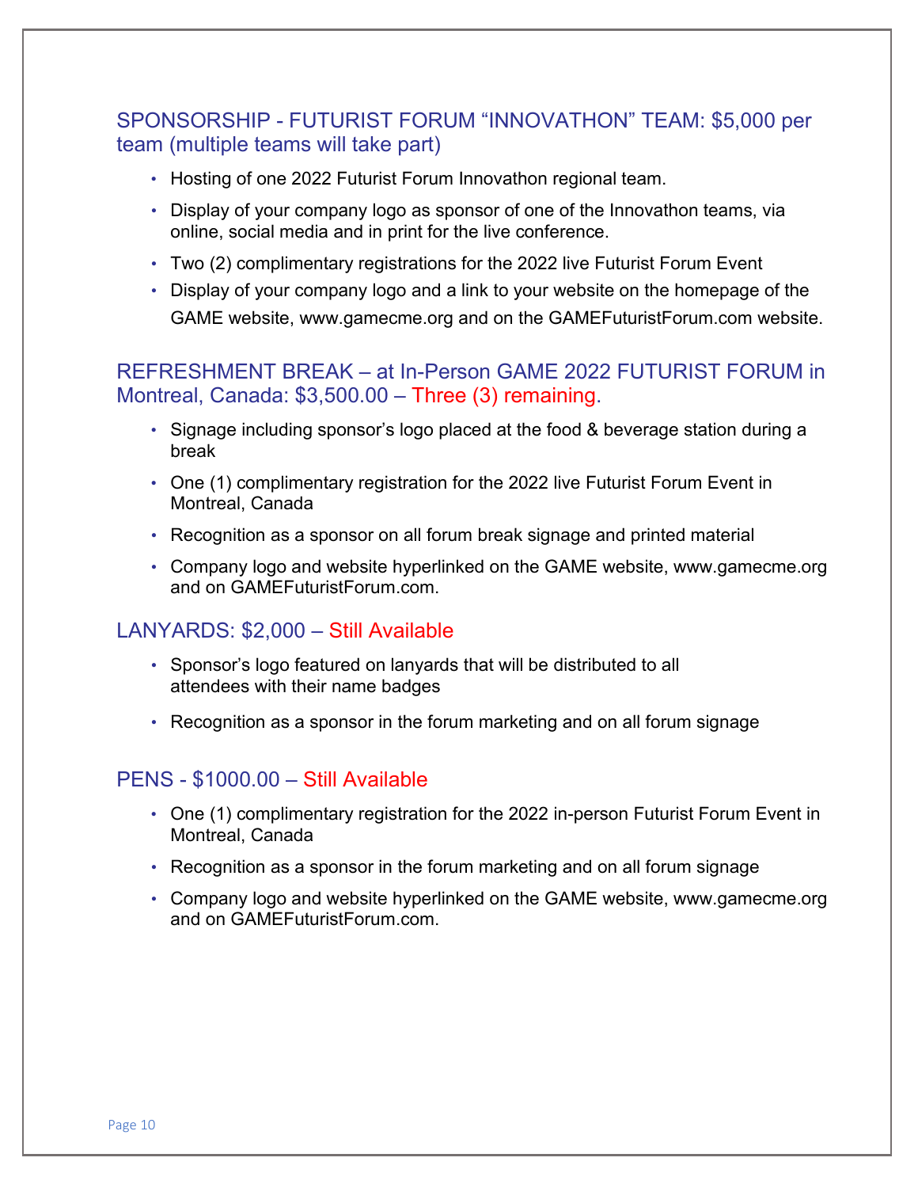## SPONSORSHIP - FUTURIST FORUM "INNOVATHON" TEAM: $5,000 per team (multiple teams will take part)

- Hosting of one 2022 Futurist Forum Innovathon regional team.
- Display of your company logo as sponsor of one of the Innovathon teams, via online, social media and in print for the live conference.
- Two (2) complimentary registrations for the 2022 live Futurist Forum Event
- Display of your company logo and a link to your website on the homepage of the GAME website, www.gamecme.org and on the GAMEFuturistForum.com website.

## REFRESHMENT BREAK – at In-Person GAME 2022 FUTURIST FORUM in Montreal, Canada: $3,500.00 – Three (3) remaining.

- Signage including sponsor's logo placed at the food & beverage station during a break
- One (1) complimentary registration for the 2022 live Futurist Forum Event in Montreal, Canada
- Recognition as a sponsor on all forum break signage and printed material
- Company logo and website hyperlinked on the GAME website, www.gamecme.org and on GAMEFuturistForum.com.

## LANYARDS: $2,000 – Still Available

- Sponsor's logo featured on lanyards that will be distributed to all attendees with their name badges
- Recognition as a sponsor in the forum marketing and on all forum signage

## PENS - $1000.00 – Still Available

- One (1) complimentary registration for the 2022 in-person Futurist Forum Event in Montreal, Canada
- Recognition as a sponsor in the forum marketing and on all forum signage
- Company logo and website hyperlinked on the GAME website, www.gamecme.org and on GAMEFuturistForum.com.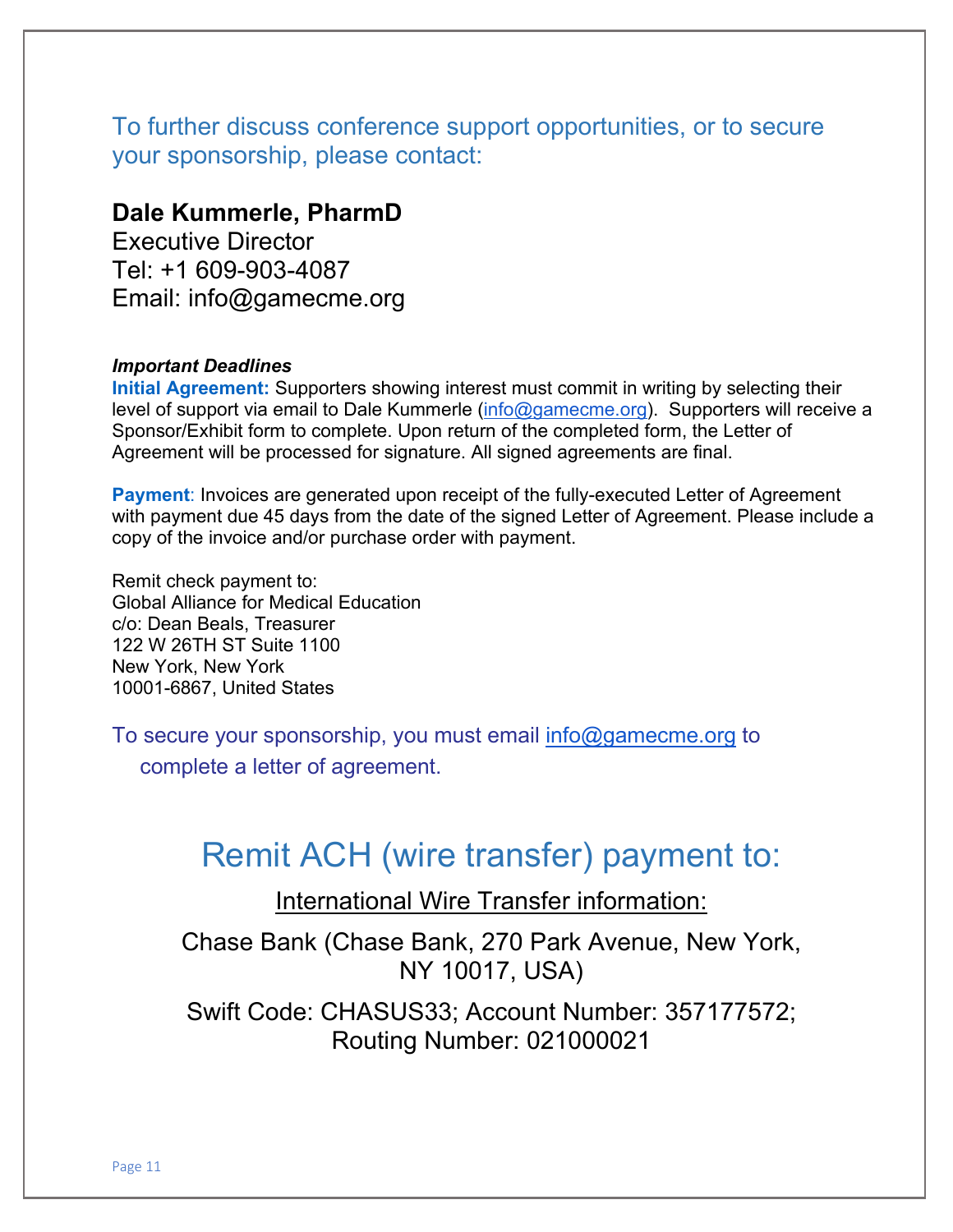## To further discuss conference support opportunities, or to secure your sponsorship, please contact:

**Dale Kummerle, PharmD**
Executive Director
Tel: +1 609-903-4087
Email: info@gamecme.org

***Important Deadlines***

**Initial Agreement:** Supporters showing interest must commit in writing by selecting their level of support via email to Dale Kummerle (info@gamecme.org). Supporters will receive a Sponsor/Exhibit form to complete. Upon return of the completed form, the Letter of Agreement will be processed for signature. All signed agreements are final.

**Payment**: Invoices are generated upon receipt of the fully-executed Letter of Agreement with payment due 45 days from the date of the signed Letter of Agreement. Please include a copy of the invoice and/or purchase order with payment.

Remit check payment to:
Global Alliance for Medical Education
c/o: Dean Beals, Treasurer
122 W 26TH ST Suite 1100
New York, New York
10001-6867, United States

To secure your sponsorship, you must email info@gamecme.org to complete a letter of agreement.

## Remit ACH (wire transfer) payment to:

International Wire Transfer information:

Chase Bank (Chase Bank, 270 Park Avenue, New York, NY 10017, USA)

Swift Code: CHASUS33; Account Number: 357177572; Routing Number: 021000021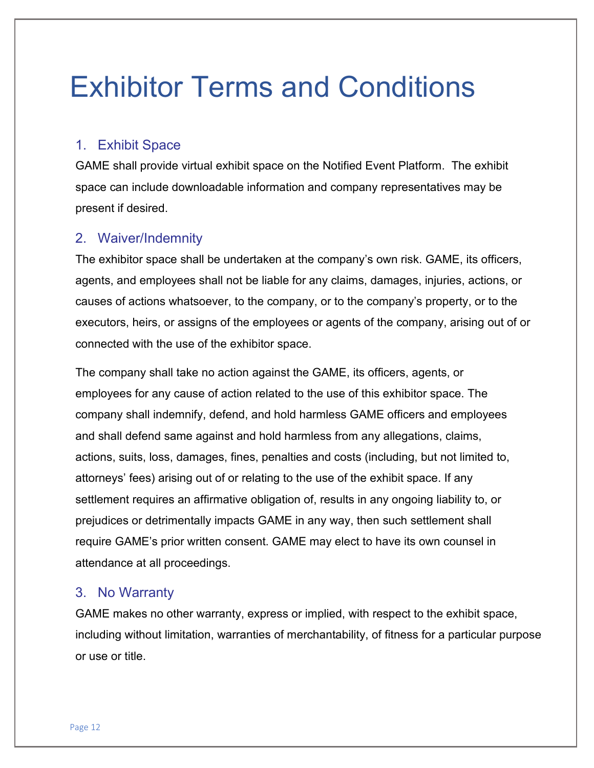# Exhibitor Terms and Conditions

## 1. Exhibit Space

GAME shall provide virtual exhibit space on the Notified Event Platform. The exhibit space can include downloadable information and company representatives may be present if desired.

## 2. Waiver/Indemnity

The exhibitor space shall be undertaken at the company's own risk. GAME, its officers, agents, and employees shall not be liable for any claims, damages, injuries, actions, or causes of actions whatsoever, to the company, or to the company's property, or to the executors, heirs, or assigns of the employees or agents of the company, arising out of or connected with the use of the exhibitor space.

The company shall take no action against the GAME, its officers, agents, or employees for any cause of action related to the use of this exhibitor space. The company shall indemnify, defend, and hold harmless GAME officers and employees and shall defend same against and hold harmless from any allegations, claims, actions, suits, loss, damages, fines, penalties and costs (including, but not limited to, attorneys' fees) arising out of or relating to the use of the exhibit space. If any settlement requires an affirmative obligation of, results in any ongoing liability to, or prejudices or detrimentally impacts GAME in any way, then such settlement shall require GAME's prior written consent. GAME may elect to have its own counsel in attendance at all proceedings.

## 3. No Warranty

GAME makes no other warranty, express or implied, with respect to the exhibit space, including without limitation, warranties of merchantability, of fitness for a particular purpose or use or title.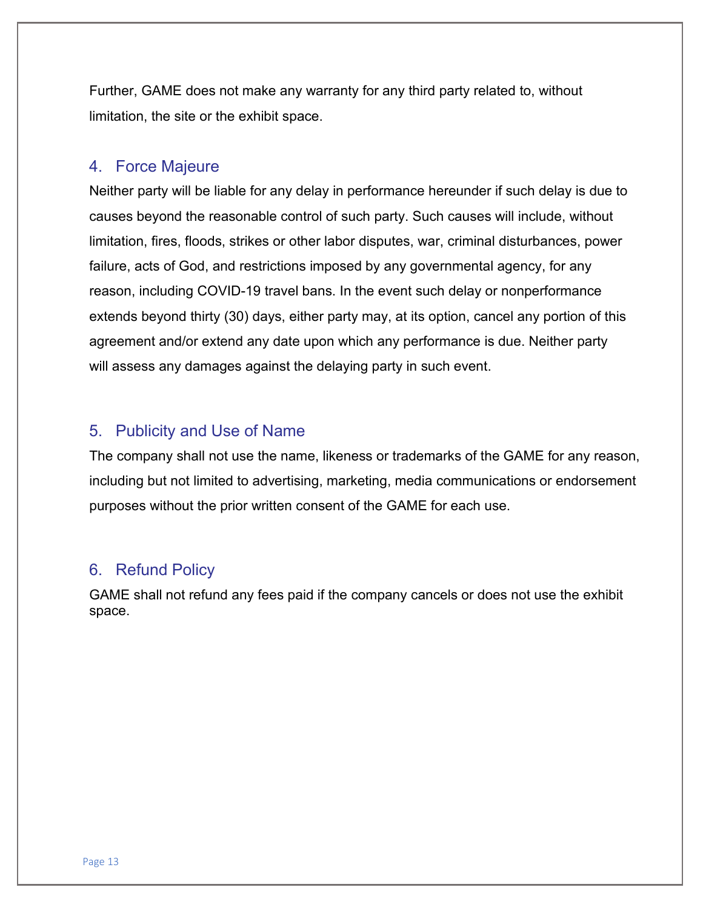Further, GAME does not make any warranty for any third party related to, without limitation, the site or the exhibit space.

## 4. Force Majeure

Neither party will be liable for any delay in performance hereunder if such delay is due to causes beyond the reasonable control of such party. Such causes will include, without limitation, fires, floods, strikes or other labor disputes, war, criminal disturbances, power failure, acts of God, and restrictions imposed by any governmental agency, for any reason, including COVID-19 travel bans. In the event such delay or nonperformance extends beyond thirty (30) days, either party may, at its option, cancel any portion of this agreement and/or extend any date upon which any performance is due. Neither party will assess any damages against the delaying party in such event.

## 5. Publicity and Use of Name

The company shall not use the name, likeness or trademarks of the GAME for any reason, including but not limited to advertising, marketing, media communications or endorsement purposes without the prior written consent of the GAME for each use.

## 6. Refund Policy

GAME shall not refund any fees paid if the company cancels or does not use the exhibit space.